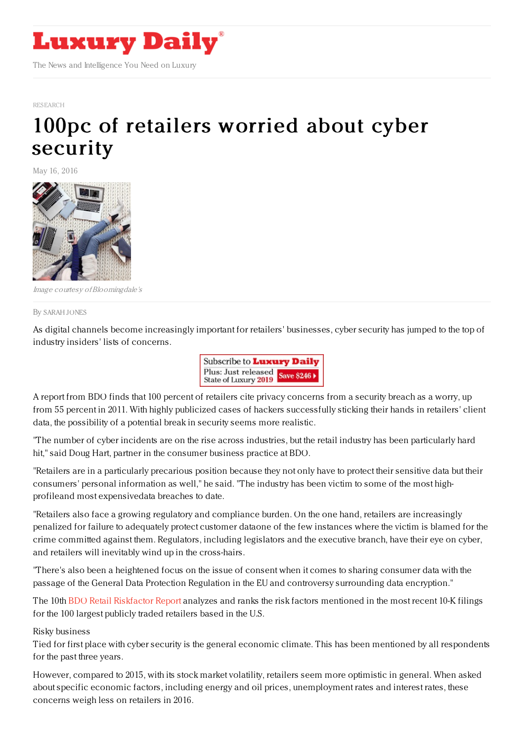# Luxury Daily

The News and Intelligence You Need on Luxury

RESEARCH

# 100pc of retailers worried about cyber security

May 16, 2016

*Image courtesy of Bloomingdale's*

By SARAH JONES

As digital channels become increasingly important for retailers' businesses, cyber security has jumped to the top of industry insiders' lists of concerns.

A report from BDO finds that 100 percent of retailers cite privacy concerns from a security breach as a worry, up from 55 percent in 2011. With highly publicized cases of hackers successfully sticking their hands in retailers' client data, the possibility of a potential break in security seems more realistic.

"The number of cyber incidents are on the rise across industries, but the retail industry has been particularly hard hit," said Doug Hart, partner in the consumer business practice at BDO.

"Retailers are in a particularly precarious position because they not only have to protect their sensitive data but their consumers' personal information as well," he said. "The industry has been victim to some of the most high-profileand most expensivedata breaches to date.

"Retailers also face a growing regulatory and compliance burden. On the one hand, retailers are increasingly penalized for failure to adequately protect customer dataone of the few instances where the victim is blamed for the crime committed against them. Regulators, including legislators and the executive branch, have their eye on cyber, and retailers will inevitably wind up in the cross-hairs.

"There's also been a heightened focus on the issue of consent when it comes to sharing consumer data with the passage of the General Data Protection Regulation in the EU and controversy surrounding data encryption."

The 10th BDO Retail Riskfactor Report analyzes and ranks the risk factors mentioned in the most recent 10-K filings for the 100 largest publicly traded retailers based in the U.S.

Risky business

Tied for first place with cyber security is the general economic climate. This has been mentioned by all respondents for the past three years.

However, compared to 2015, with its stock market volatility, retailers seem more optimistic in general. When asked about specific economic factors, including energy and oil prices, unemployment rates and interest rates, these concerns weigh less on retailers in 2016.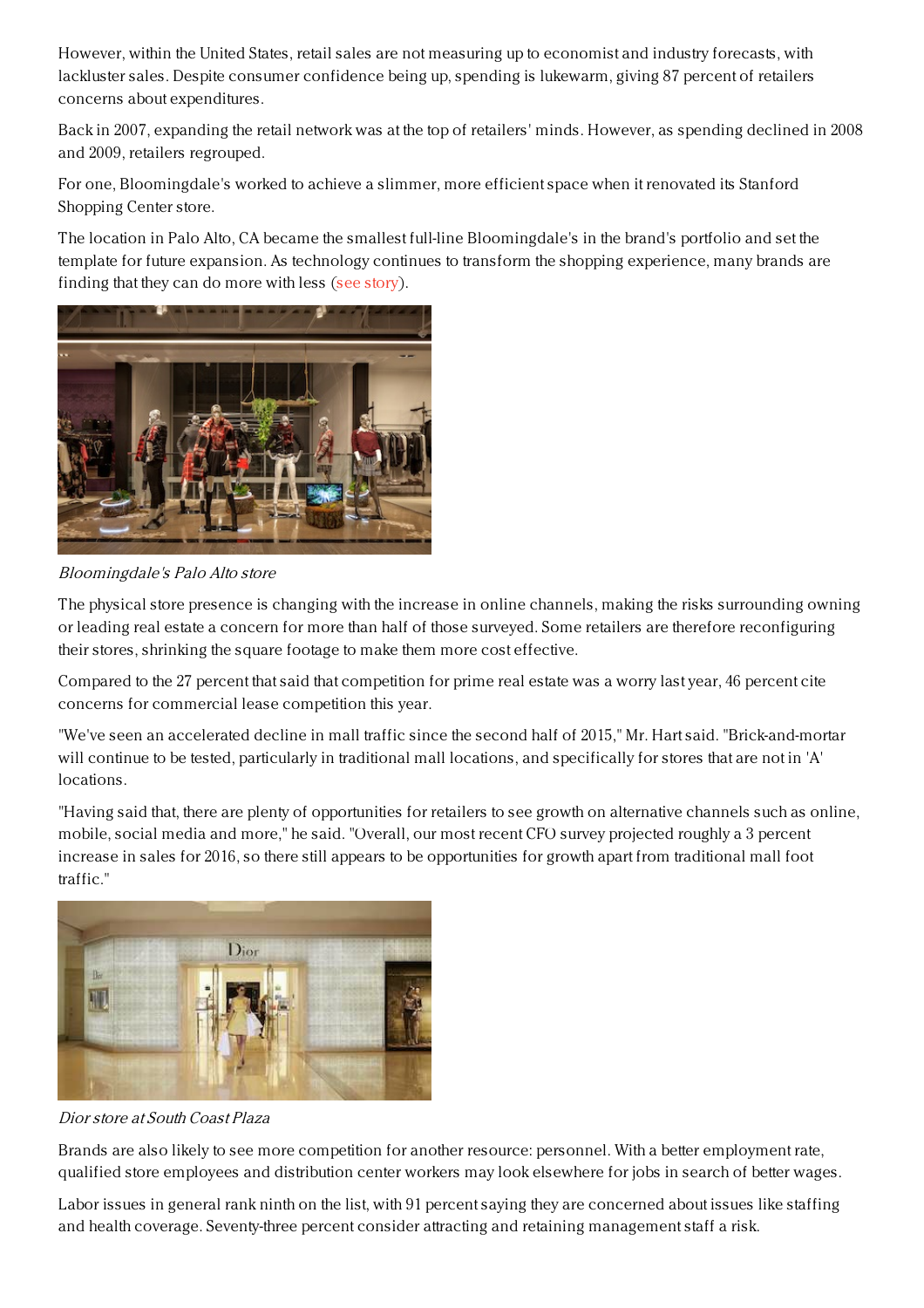However, within the United States, retail sales are not measuring up to economist and industry forecasts, with lackluster sales. Despite consumer confidence being up, spending is lukewarm, giving 87 percent of retailers concerns about expenditures.

Back in 2007, expanding the retail network was at the top of retailers' minds. However, as spending declined in 2008 and 2009, retailers regrouped.

For one, Bloomingdale's worked to achieve a slimmer, more efficient space when it renovated its Stanford Shopping Center store.

The location in Palo Alto, CA became the smallest full-line Bloomingdale's in the brand's portfolio and set the template for future expansion. As technology continues to transform the shopping experience, many brands are finding that they can do more with less (see story).

*Bloomingdale's Palo Alto store*

The physical store presence is changing with the increase in online channels, making the risks surrounding owning or leading real estate a concern for more than half of those surveyed. Some retailers are therefore reconfiguring their stores, shrinking the square footage to make them more cost effective.

Compared to the 27 percent that said that competition for prime real estate was a worry last year, 46 percent cite concerns for commercial lease competition this year.

"We've seen an accelerated decline in mall traffic since the second half of 2015," Mr. Hart said. "Brick-and-mortar will continue to be tested, particularly in traditional mall locations, and specifically for stores that are not in 'A' locations.

"Having said that, there are plenty of opportunities for retailers to see growth on alternative channels such as online, mobile, social media and more," he said. "Overall, our most recent CFO survey projected roughly a 3 percent increase in sales for 2016, so there still appears to be opportunities for growth apart from traditional mall foot traffic."

*Dior store at South Coast Plaza*

Brands are also likely to see more competition for another resource: personnel. With a better employment rate, qualified store employees and distribution center workers may look elsewhere for jobs in search of better wages.

Labor issues in general rank ninth on the list, with 91 percent saying they are concerned about issues like staffing and health coverage. Seventy-three percent consider attracting and retaining management staff a risk.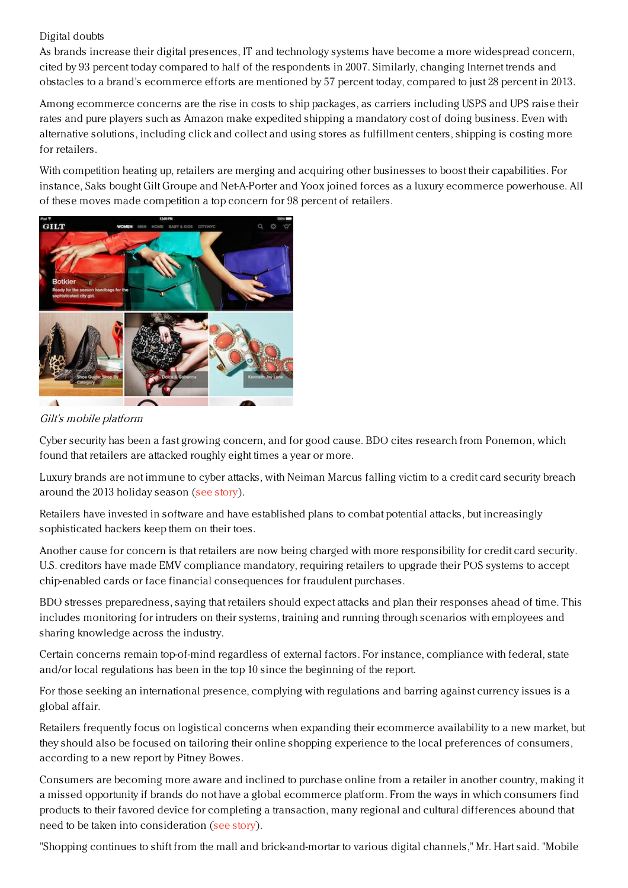Digital doubts

As brands increase their digital presences, IT and technology systems have become a more widespread concern, cited by 93 percent today compared to half of the respondents in 2007. Similarly, changing Internet trends and obstacles to a brand's ecommerce efforts are mentioned by 57 percent today, compared to just 28 percent in 2013.

Among ecommerce concerns are the rise in costs to ship packages, as carriers including USPS and UPS raise their rates and pure players such as Amazon make expedited shipping a mandatory cost of doing business. Even with alternative solutions, including click and collect and using stores as fulfillment centers, shipping is costing more for retailers.

With competition heating up, retailers are merging and acquiring other businesses to boost their capabilities. For instance, Saks bought Gilt Groupe and Net-A-Porter and Yoox joined forces as a luxury ecommerce powerhouse. All of these moves made competition a top concern for 98 percent of retailers.

*Gilt's mobile platform*

Cyber security has been a fast growing concern, and for good cause. BDO cites research from Ponemon, which found that retailers are attacked roughly eight times a year or more.

Luxury brands are not immune to cyber attacks, with Neiman Marcus falling victim to a credit card security breach around the 2013 holiday season (see story).

Retailers have invested in software and have established plans to combat potential attacks, but increasingly sophisticated hackers keep them on their toes.

Another cause for concern is that retailers are now being charged with more responsibility for credit card security. U.S. creditors have made EMV compliance mandatory, requiring retailers to upgrade their POS systems to accept chip-enabled cards or face financial consequences for fraudulent purchases.

BDO stresses preparedness, saying that retailers should expect attacks and plan their responses ahead of time. This includes monitoring for intruders on their systems, training and running through scenarios with employees and sharing knowledge across the industry.

Certain concerns remain top-of-mind regardless of external factors. For instance, compliance with federal, state and/or local regulations has been in the top 10 since the beginning of the report.

For those seeking an international presence, complying with regulations and barring against currency issues is a global affair.

Retailers frequently focus on logistical concerns when expanding their ecommerce availability to a new market, but they should also be focused on tailoring their online shopping experience to the local preferences of consumers, according to a new report by Pitney Bowes.

Consumers are becoming more aware and inclined to purchase online from a retailer in another country, making it a missed opportunity if brands do not have a global ecommerce platform. From the ways in which consumers find products to their favored device for completing a transaction, many regional and cultural differences abound that need to be taken into consideration (see story).

"Shopping continues to shift from the mall and brick-and-mortar to various digital channels," Mr. Hart said. "Mobile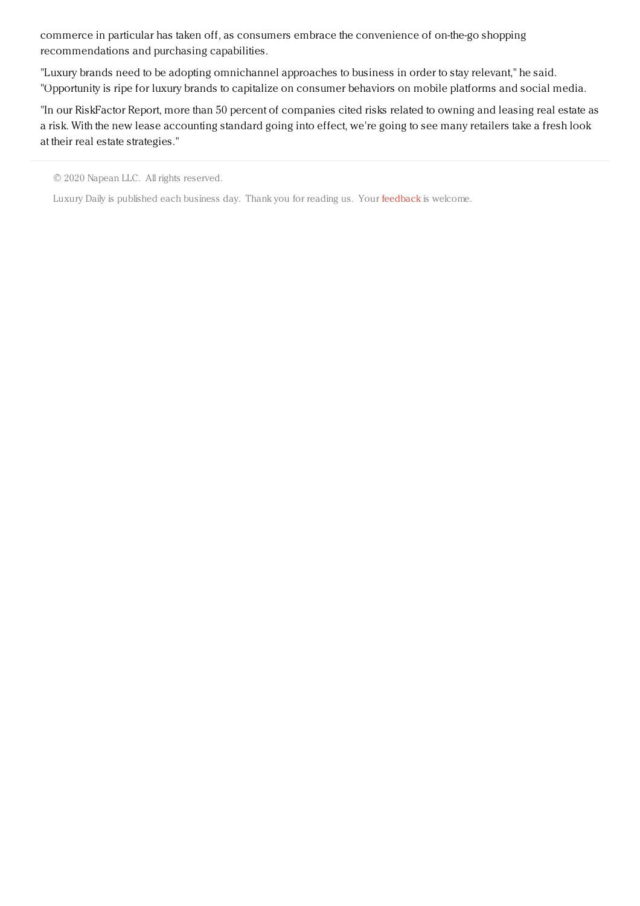commerce in particular has taken off, as consumers embrace the convenience of on-the-go shopping recommendations and purchasing capabilities.

"Luxury brands need to be adopting omnichannel approaches to business in order to stay relevant," he said. "Opportunity is ripe for luxury brands to capitalize on consumer behaviors on mobile platforms and social media.

"In our RiskFactor Report, more than 50 percent of companies cited risks related to owning and leasing real estate as a risk. With the new lease accounting standard going into effect, we're going to see many retailers take a fresh look at their real estate strategies."

---

© 2020 Napean LLC. All rights reserved.

Luxury Daily is published each business day. Thank you for reading us. Your feedback is welcome.